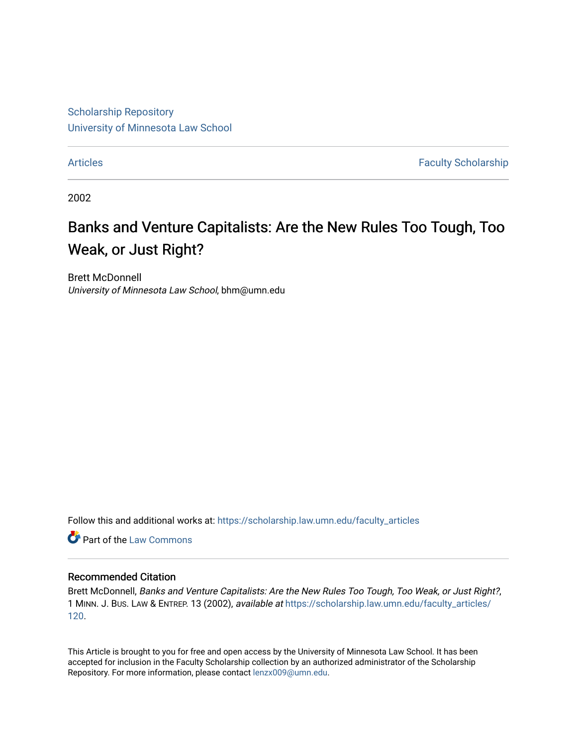Scholarship Repository
University of Minnesota Law School

Articles | Faculty Scholarship

2002

# Banks and Venture Capitalists: Are the New Rules Too Tough, Too Weak, or Just Right?

Brett McDonnell
*University of Minnesota Law School*, bhm@umn.edu

Follow this and additional works at: https://scholarship.law.umn.edu/faculty_articles

Part of the Law Commons

## Recommended Citation

Brett McDonnell, *Banks and Venture Capitalists: Are the New Rules Too Tough, Too Weak, or Just Right?*, 1 MINN. J. BUS. LAW & ENTREP. 13 (2002), *available at* https://scholarship.law.umn.edu/faculty_articles/120.

This Article is brought to you for free and open access by the University of Minnesota Law School. It has been accepted for inclusion in the Faculty Scholarship collection by an authorized administrator of the Scholarship Repository. For more information, please contact lenzx009@umn.edu.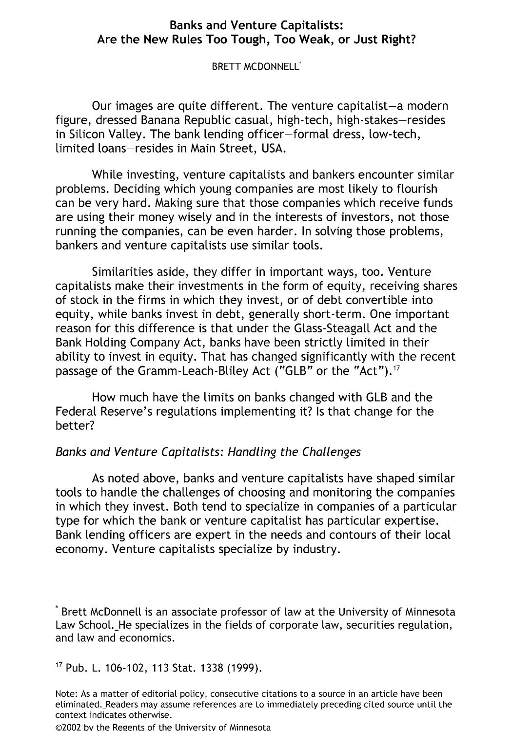# Banks and Venture Capitalists: Are the New Rules Too Tough, Too Weak, or Just Right?

BRETT MCDONNELL*

Our images are quite different. The venture capitalist—a modern figure, dressed Banana Republic casual, high-tech, high-stakes—resides in Silicon Valley. The bank lending officer—formal dress, low-tech, limited loans—resides in Main Street, USA.

While investing, venture capitalists and bankers encounter similar problems. Deciding which young companies are most likely to flourish can be very hard. Making sure that those companies which receive funds are using their money wisely and in the interests of investors, not those running the companies, can be even harder. In solving those problems, bankers and venture capitalists use similar tools.

Similarities aside, they differ in important ways, too. Venture capitalists make their investments in the form of equity, receiving shares of stock in the firms in which they invest, or of debt convertible into equity, while banks invest in debt, generally short-term. One important reason for this difference is that under the Glass-Steagall Act and the Bank Holding Company Act, banks have been strictly limited in their ability to invest in equity. That has changed significantly with the recent passage of the Gramm-Leach-Bliley Act ("GLB" or the "Act").[17]

How much have the limits on banks changed with GLB and the Federal Reserve's regulations implementing it? Is that change for the better?

*Banks and Venture Capitalists: Handling the Challenges*

As noted above, banks and venture capitalists have shaped similar tools to handle the challenges of choosing and monitoring the companies in which they invest. Both tend to specialize in companies of a particular type for which the bank or venture capitalist has particular expertise. Bank lending officers are expert in the needs and contours of their local economy. Venture capitalists specialize by industry.

---

* Brett McDonnell is an associate professor of law at the University of Minnesota Law School. He specializes in the fields of corporate law, securities regulation, and law and economics.

[17] Pub. L. 106-102, 113 Stat. 1338 (1999).

Note: As a matter of editorial policy, consecutive citations to a source in an article have been eliminated. Readers may assume references are to immediately preceding cited source until the context indicates otherwise.

©2002 by the Regents of the University of Minnesota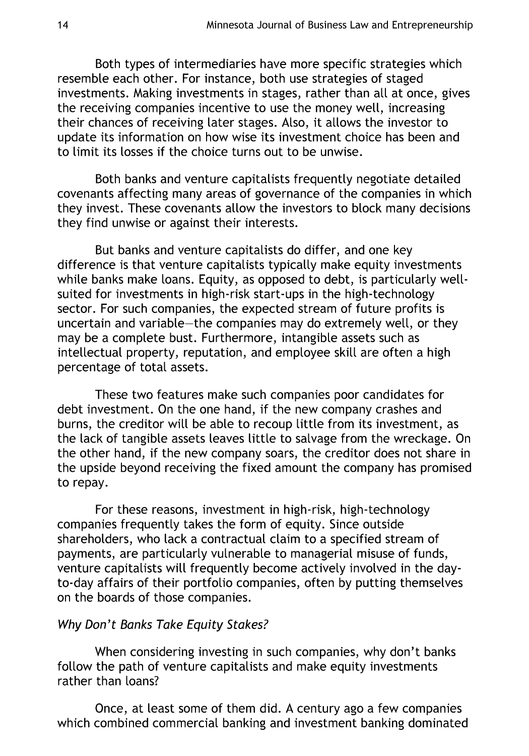Both types of intermediaries have more specific strategies which resemble each other. For instance, both use strategies of staged investments. Making investments in stages, rather than all at once, gives the receiving companies incentive to use the money well, increasing their chances of receiving later stages. Also, it allows the investor to update its information on how wise its investment choice has been and to limit its losses if the choice turns out to be unwise.

Both banks and venture capitalists frequently negotiate detailed covenants affecting many areas of governance of the companies in which they invest. These covenants allow the investors to block many decisions they find unwise or against their interests.

But banks and venture capitalists do differ, and one key difference is that venture capitalists typically make equity investments while banks make loans. Equity, as opposed to debt, is particularly well-suited for investments in high-risk start-ups in the high-technology sector. For such companies, the expected stream of future profits is uncertain and variable—the companies may do extremely well, or they may be a complete bust. Furthermore, intangible assets such as intellectual property, reputation, and employee skill are often a high percentage of total assets.

These two features make such companies poor candidates for debt investment. On the one hand, if the new company crashes and burns, the creditor will be able to recoup little from its investment, as the lack of tangible assets leaves little to salvage from the wreckage. On the other hand, if the new company soars, the creditor does not share in the upside beyond receiving the fixed amount the company has promised to repay.

For these reasons, investment in high-risk, high-technology companies frequently takes the form of equity. Since outside shareholders, who lack a contractual claim to a specified stream of payments, are particularly vulnerable to managerial misuse of funds, venture capitalists will frequently become actively involved in the day-to-day affairs of their portfolio companies, often by putting themselves on the boards of those companies.

*Why Don't Banks Take Equity Stakes?*

When considering investing in such companies, why don't banks follow the path of venture capitalists and make equity investments rather than loans?

Once, at least some of them did. A century ago a few companies which combined commercial banking and investment banking dominated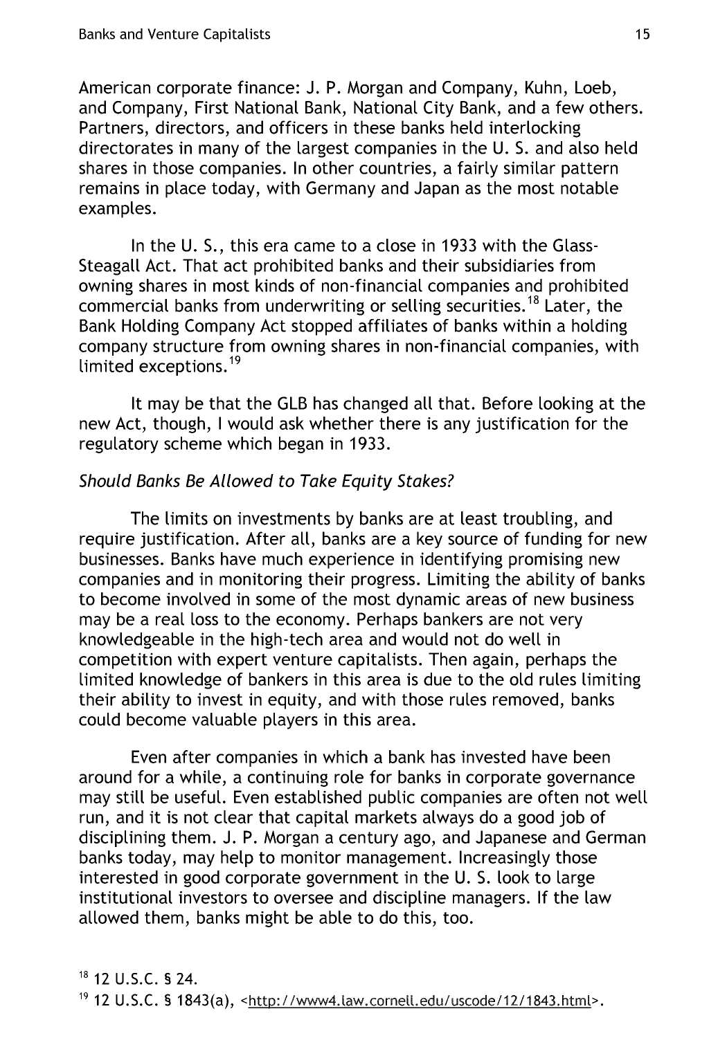American corporate finance: J. P. Morgan and Company, Kuhn, Loeb, and Company, First National Bank, National City Bank, and a few others. Partners, directors, and officers in these banks held interlocking directorates in many of the largest companies in the U. S. and also held shares in those companies. In other countries, a fairly similar pattern remains in place today, with Germany and Japan as the most notable examples.

In the U. S., this era came to a close in 1933 with the Glass-Steagall Act. That act prohibited banks and their subsidiaries from owning shares in most kinds of non-financial companies and prohibited commercial banks from underwriting or selling securities.[18] Later, the Bank Holding Company Act stopped affiliates of banks within a holding company structure from owning shares in non-financial companies, with limited exceptions.[19]

It may be that the GLB has changed all that. Before looking at the new Act, though, I would ask whether there is any justification for the regulatory scheme which began in 1933.

*Should Banks Be Allowed to Take Equity Stakes?*

The limits on investments by banks are at least troubling, and require justification. After all, banks are a key source of funding for new businesses. Banks have much experience in identifying promising new companies and in monitoring their progress. Limiting the ability of banks to become involved in some of the most dynamic areas of new business may be a real loss to the economy. Perhaps bankers are not very knowledgeable in the high-tech area and would not do well in competition with expert venture capitalists. Then again, perhaps the limited knowledge of bankers in this area is due to the old rules limiting their ability to invest in equity, and with those rules removed, banks could become valuable players in this area.

Even after companies in which a bank has invested have been around for a while, a continuing role for banks in corporate governance may still be useful. Even established public companies are often not well run, and it is not clear that capital markets always do a good job of disciplining them. J. P. Morgan a century ago, and Japanese and German banks today, may help to monitor management. Increasingly those interested in good corporate government in the U. S. look to large institutional investors to oversee and discipline managers. If the law allowed them, banks might be able to do this, too.

[18] 12 U.S.C. § 24.

[19] 12 U.S.C. § 1843(a), <http://www4.law.cornell.edu/uscode/12/1843.html>.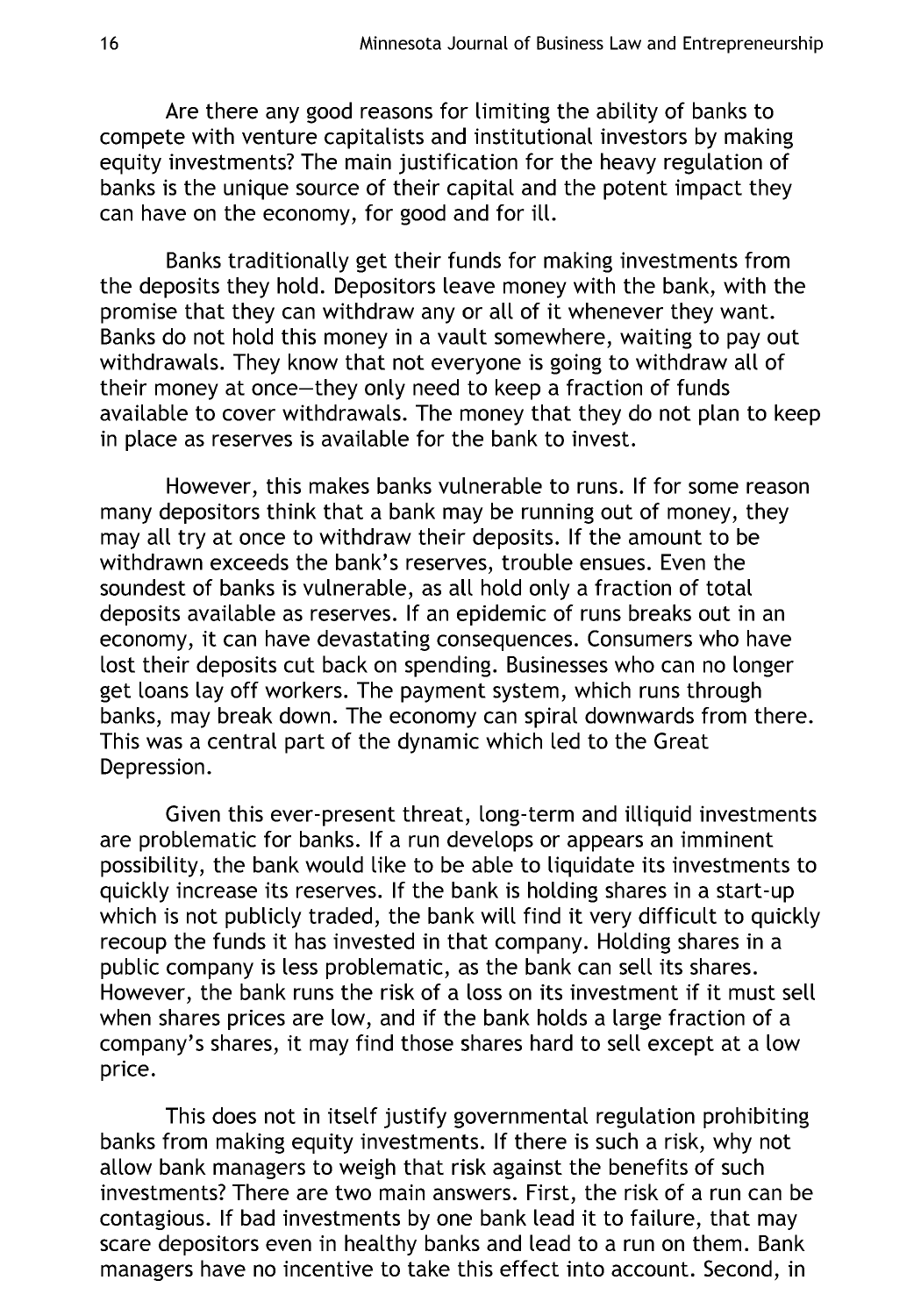Are there any good reasons for limiting the ability of banks to compete with venture capitalists and institutional investors by making equity investments? The main justification for the heavy regulation of banks is the unique source of their capital and the potent impact they can have on the economy, for good and for ill.

Banks traditionally get their funds for making investments from the deposits they hold. Depositors leave money with the bank, with the promise that they can withdraw any or all of it whenever they want. Banks do not hold this money in a vault somewhere, waiting to pay out withdrawals. They know that not everyone is going to withdraw all of their money at once—they only need to keep a fraction of funds available to cover withdrawals. The money that they do not plan to keep in place as reserves is available for the bank to invest.

However, this makes banks vulnerable to runs. If for some reason many depositors think that a bank may be running out of money, they may all try at once to withdraw their deposits. If the amount to be withdrawn exceeds the bank's reserves, trouble ensues. Even the soundest of banks is vulnerable, as all hold only a fraction of total deposits available as reserves. If an epidemic of runs breaks out in an economy, it can have devastating consequences. Consumers who have lost their deposits cut back on spending. Businesses who can no longer get loans lay off workers. The payment system, which runs through banks, may break down. The economy can spiral downwards from there. This was a central part of the dynamic which led to the Great Depression.

Given this ever-present threat, long-term and illiquid investments are problematic for banks. If a run develops or appears an imminent possibility, the bank would like to be able to liquidate its investments to quickly increase its reserves. If the bank is holding shares in a start-up which is not publicly traded, the bank will find it very difficult to quickly recoup the funds it has invested in that company. Holding shares in a public company is less problematic, as the bank can sell its shares. However, the bank runs the risk of a loss on its investment if it must sell when shares prices are low, and if the bank holds a large fraction of a company's shares, it may find those shares hard to sell except at a low price.

This does not in itself justify governmental regulation prohibiting banks from making equity investments. If there is such a risk, why not allow bank managers to weigh that risk against the benefits of such investments? There are two main answers. First, the risk of a run can be contagious. If bad investments by one bank lead it to failure, that may scare depositors even in healthy banks and lead to a run on them. Bank managers have no incentive to take this effect into account. Second, in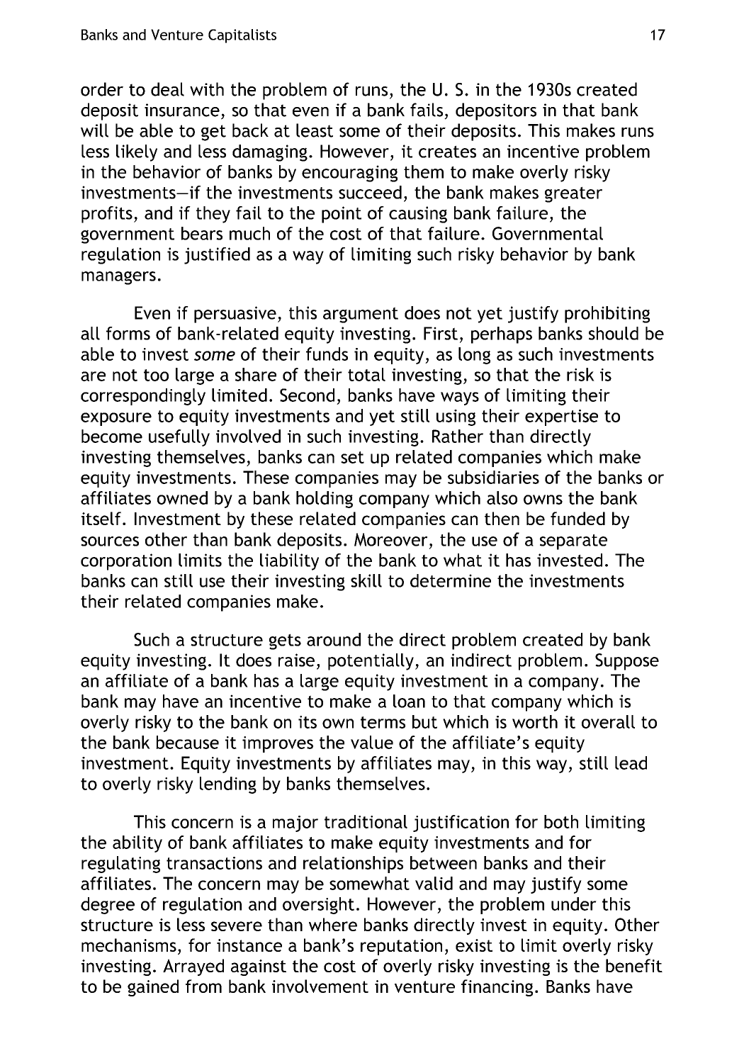order to deal with the problem of runs, the U. S. in the 1930s created deposit insurance, so that even if a bank fails, depositors in that bank will be able to get back at least some of their deposits. This makes runs less likely and less damaging. However, it creates an incentive problem in the behavior of banks by encouraging them to make overly risky investments—if the investments succeed, the bank makes greater profits, and if they fail to the point of causing bank failure, the government bears much of the cost of that failure. Governmental regulation is justified as a way of limiting such risky behavior by bank managers.

Even if persuasive, this argument does not yet justify prohibiting all forms of bank-related equity investing. First, perhaps banks should be able to invest *some* of their funds in equity, as long as such investments are not too large a share of their total investing, so that the risk is correspondingly limited. Second, banks have ways of limiting their exposure to equity investments and yet still using their expertise to become usefully involved in such investing. Rather than directly investing themselves, banks can set up related companies which make equity investments. These companies may be subsidiaries of the banks or affiliates owned by a bank holding company which also owns the bank itself. Investment by these related companies can then be funded by sources other than bank deposits. Moreover, the use of a separate corporation limits the liability of the bank to what it has invested. The banks can still use their investing skill to determine the investments their related companies make.

Such a structure gets around the direct problem created by bank equity investing. It does raise, potentially, an indirect problem. Suppose an affiliate of a bank has a large equity investment in a company. The bank may have an incentive to make a loan to that company which is overly risky to the bank on its own terms but which is worth it overall to the bank because it improves the value of the affiliate's equity investment. Equity investments by affiliates may, in this way, still lead to overly risky lending by banks themselves.

This concern is a major traditional justification for both limiting the ability of bank affiliates to make equity investments and for regulating transactions and relationships between banks and their affiliates. The concern may be somewhat valid and may justify some degree of regulation and oversight. However, the problem under this structure is less severe than where banks directly invest in equity. Other mechanisms, for instance a bank's reputation, exist to limit overly risky investing. Arrayed against the cost of overly risky investing is the benefit to be gained from bank involvement in venture financing. Banks have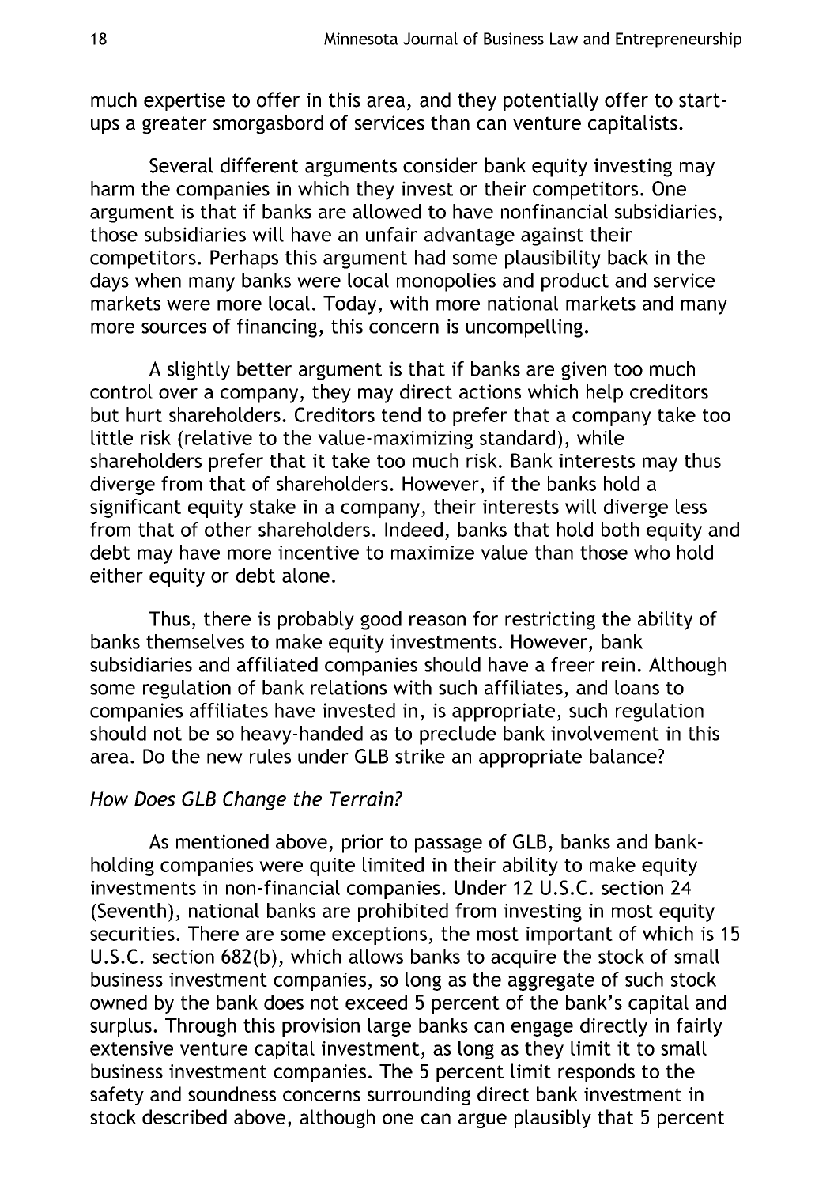much expertise to offer in this area, and they potentially offer to start-ups a greater smorgasbord of services than can venture capitalists.

Several different arguments consider bank equity investing may harm the companies in which they invest or their competitors. One argument is that if banks are allowed to have nonfinancial subsidiaries, those subsidiaries will have an unfair advantage against their competitors. Perhaps this argument had some plausibility back in the days when many banks were local monopolies and product and service markets were more local. Today, with more national markets and many more sources of financing, this concern is uncompelling.

A slightly better argument is that if banks are given too much control over a company, they may direct actions which help creditors but hurt shareholders. Creditors tend to prefer that a company take too little risk (relative to the value-maximizing standard), while shareholders prefer that it take too much risk. Bank interests may thus diverge from that of shareholders. However, if the banks hold a significant equity stake in a company, their interests will diverge less from that of other shareholders. Indeed, banks that hold both equity and debt may have more incentive to maximize value than those who hold either equity or debt alone.

Thus, there is probably good reason for restricting the ability of banks themselves to make equity investments. However, bank subsidiaries and affiliated companies should have a freer rein. Although some regulation of bank relations with such affiliates, and loans to companies affiliates have invested in, is appropriate, such regulation should not be so heavy-handed as to preclude bank involvement in this area. Do the new rules under GLB strike an appropriate balance?

*How Does GLB Change the Terrain?*

As mentioned above, prior to passage of GLB, banks and bank-holding companies were quite limited in their ability to make equity investments in non-financial companies. Under 12 U.S.C. section 24 (Seventh), national banks are prohibited from investing in most equity securities. There are some exceptions, the most important of which is 15 U.S.C. section 682(b), which allows banks to acquire the stock of small business investment companies, so long as the aggregate of such stock owned by the bank does not exceed 5 percent of the bank's capital and surplus. Through this provision large banks can engage directly in fairly extensive venture capital investment, as long as they limit it to small business investment companies. The 5 percent limit responds to the safety and soundness concerns surrounding direct bank investment in stock described above, although one can argue plausibly that 5 percent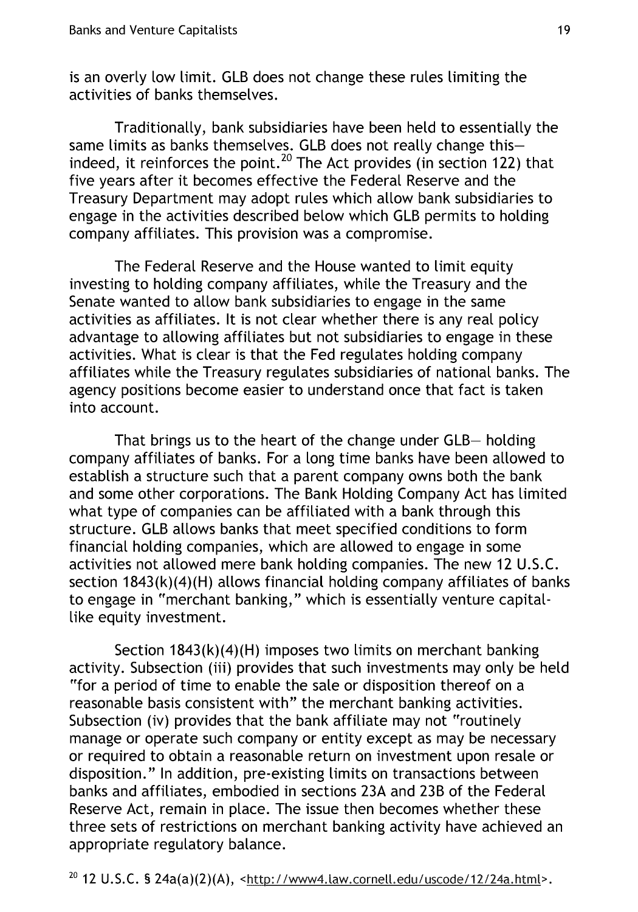is an overly low limit. GLB does not change these rules limiting the activities of banks themselves.

Traditionally, bank subsidiaries have been held to essentially the same limits as banks themselves. GLB does not really change this—indeed, it reinforces the point.[20] The Act provides (in section 122) that five years after it becomes effective the Federal Reserve and the Treasury Department may adopt rules which allow bank subsidiaries to engage in the activities described below which GLB permits to holding company affiliates. This provision was a compromise.

The Federal Reserve and the House wanted to limit equity investing to holding company affiliates, while the Treasury and the Senate wanted to allow bank subsidiaries to engage in the same activities as affiliates. It is not clear whether there is any real policy advantage to allowing affiliates but not subsidiaries to engage in these activities. What is clear is that the Fed regulates holding company affiliates while the Treasury regulates subsidiaries of national banks. The agency positions become easier to understand once that fact is taken into account.

That brings us to the heart of the change under GLB— holding company affiliates of banks. For a long time banks have been allowed to establish a structure such that a parent company owns both the bank and some other corporations. The Bank Holding Company Act has limited what type of companies can be affiliated with a bank through this structure. GLB allows banks that meet specified conditions to form financial holding companies, which are allowed to engage in some activities not allowed mere bank holding companies. The new 12 U.S.C. section 1843(k)(4)(H) allows financial holding company affiliates of banks to engage in "merchant banking," which is essentially venture capital-like equity investment.

Section 1843(k)(4)(H) imposes two limits on merchant banking activity. Subsection (iii) provides that such investments may only be held "for a period of time to enable the sale or disposition thereof on a reasonable basis consistent with" the merchant banking activities. Subsection (iv) provides that the bank affiliate may not "routinely manage or operate such company or entity except as may be necessary or required to obtain a reasonable return on investment upon resale or disposition." In addition, pre-existing limits on transactions between banks and affiliates, embodied in sections 23A and 23B of the Federal Reserve Act, remain in place. The issue then becomes whether these three sets of restrictions on merchant banking activity have achieved an appropriate regulatory balance.

[20] 12 U.S.C. § 24a(a)(2)(A), <http://www4.law.cornell.edu/uscode/12/24a.html>.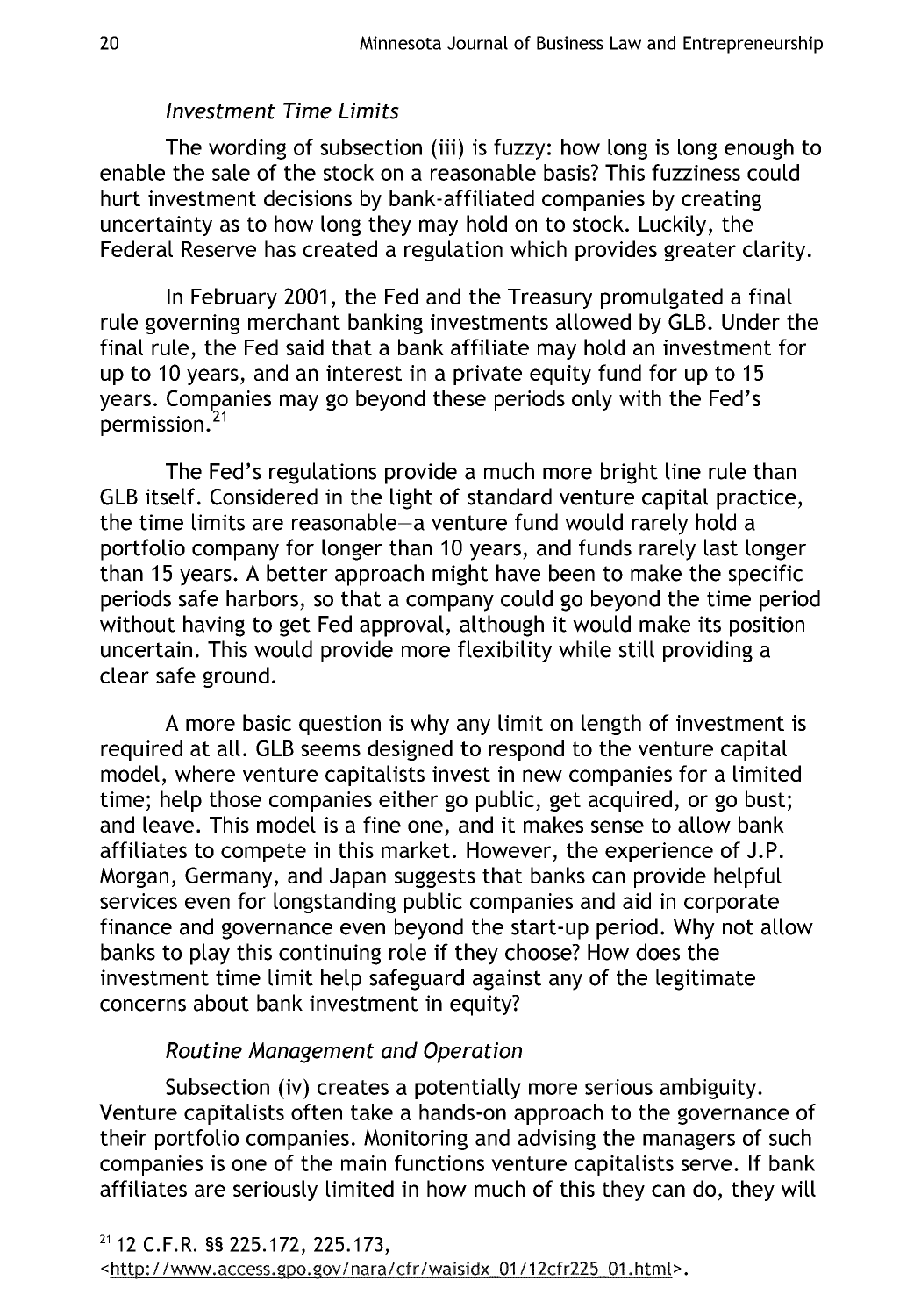*Investment Time Limits*

The wording of subsection (iii) is fuzzy: how long is long enough to enable the sale of the stock on a reasonable basis? This fuzziness could hurt investment decisions by bank-affiliated companies by creating uncertainty as to how long they may hold on to stock. Luckily, the Federal Reserve has created a regulation which provides greater clarity.

In February 2001, the Fed and the Treasury promulgated a final rule governing merchant banking investments allowed by GLB. Under the final rule, the Fed said that a bank affiliate may hold an investment for up to 10 years, and an interest in a private equity fund for up to 15 years. Companies may go beyond these periods only with the Fed's permission.[21]

The Fed's regulations provide a much more bright line rule than GLB itself. Considered in the light of standard venture capital practice, the time limits are reasonable—a venture fund would rarely hold a portfolio company for longer than 10 years, and funds rarely last longer than 15 years. A better approach might have been to make the specific periods safe harbors, so that a company could go beyond the time period without having to get Fed approval, although it would make its position uncertain. This would provide more flexibility while still providing a clear safe ground.

A more basic question is why any limit on length of investment is required at all. GLB seems designed to respond to the venture capital model, where venture capitalists invest in new companies for a limited time; help those companies either go public, get acquired, or go bust; and leave. This model is a fine one, and it makes sense to allow bank affiliates to compete in this market. However, the experience of J.P. Morgan, Germany, and Japan suggests that banks can provide helpful services even for longstanding public companies and aid in corporate finance and governance even beyond the start-up period. Why not allow banks to play this continuing role if they choose? How does the investment time limit help safeguard against any of the legitimate concerns about bank investment in equity?

*Routine Management and Operation*

Subsection (iv) creates a potentially more serious ambiguity. Venture capitalists often take a hands-on approach to the governance of their portfolio companies. Monitoring and advising the managers of such companies is one of the main functions venture capitalists serve. If bank affiliates are seriously limited in how much of this they can do, they will

[21] 12 C.F.R. §§ 225.172, 225.173, <http://www.access.gpo.gov/nara/cfr/waisidx_01/12cfr225_01.html>.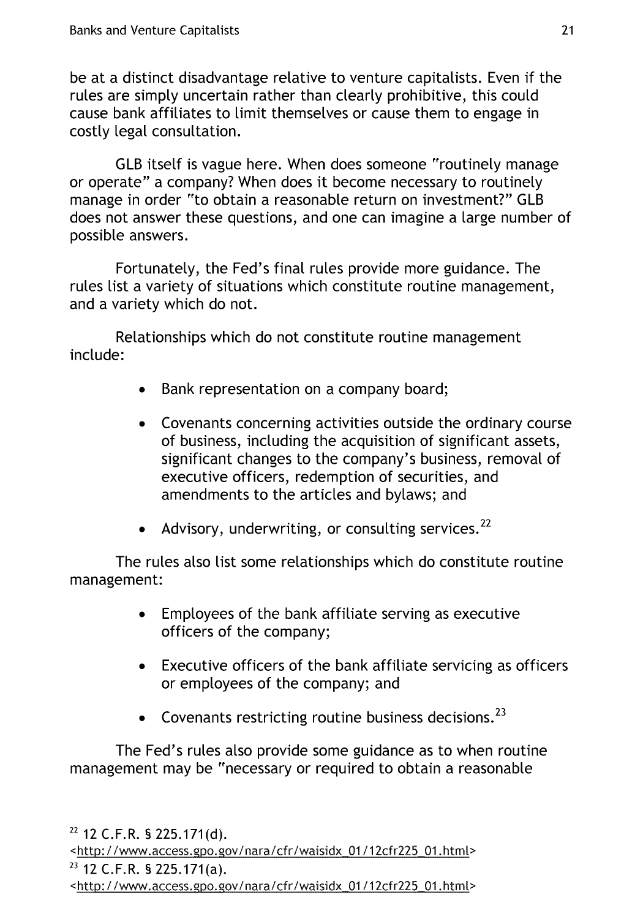be at a distinct disadvantage relative to venture capitalists. Even if the rules are simply uncertain rather than clearly prohibitive, this could cause bank affiliates to limit themselves or cause them to engage in costly legal consultation.

GLB itself is vague here. When does someone "routinely manage or operate" a company? When does it become necessary to routinely manage in order "to obtain a reasonable return on investment?" GLB does not answer these questions, and one can imagine a large number of possible answers.

Fortunately, the Fed's final rules provide more guidance. The rules list a variety of situations which constitute routine management, and a variety which do not.

Relationships which do not constitute routine management include:

- Bank representation on a company board;
- Covenants concerning activities outside the ordinary course of business, including the acquisition of significant assets, significant changes to the company's business, removal of executive officers, redemption of securities, and amendments to the articles and bylaws; and
- Advisory, underwriting, or consulting services.[22]

The rules also list some relationships which do constitute routine management:

- Employees of the bank affiliate serving as executive officers of the company;
- Executive officers of the bank affiliate servicing as officers or employees of the company; and
- Covenants restricting routine business decisions.[23]

The Fed's rules also provide some guidance as to when routine management may be "necessary or required to obtain a reasonable

---

[22] 12 C.F.R. § 225.171(d). <http://www.access.gpo.gov/nara/cfr/waisidx_01/12cfr225_01.html>

[23] 12 C.F.R. § 225.171(a). <http://www.access.gpo.gov/nara/cfr/waisidx_01/12cfr225_01.html>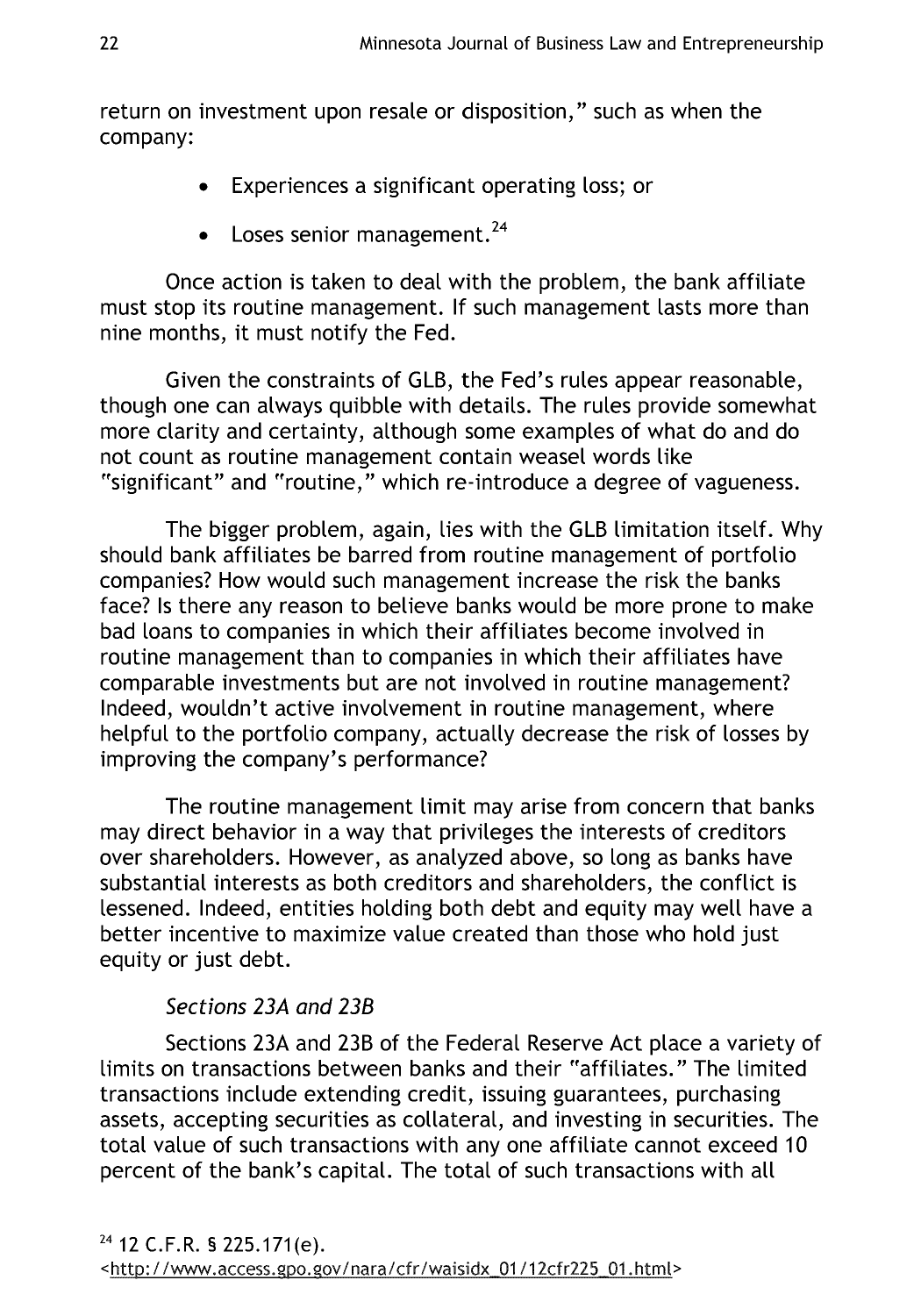return on investment upon resale or disposition," such as when the company:

- Experiences a significant operating loss; or
- Loses senior management.[24]

Once action is taken to deal with the problem, the bank affiliate must stop its routine management. If such management lasts more than nine months, it must notify the Fed.

Given the constraints of GLB, the Fed's rules appear reasonable, though one can always quibble with details. The rules provide somewhat more clarity and certainty, although some examples of what do and do not count as routine management contain weasel words like "significant" and "routine," which re-introduce a degree of vagueness.

The bigger problem, again, lies with the GLB limitation itself. Why should bank affiliates be barred from routine management of portfolio companies? How would such management increase the risk the banks face? Is there any reason to believe banks would be more prone to make bad loans to companies in which their affiliates become involved in routine management than to companies in which their affiliates have comparable investments but are not involved in routine management? Indeed, wouldn't active involvement in routine management, where helpful to the portfolio company, actually decrease the risk of losses by improving the company's performance?

The routine management limit may arise from concern that banks may direct behavior in a way that privileges the interests of creditors over shareholders. However, as analyzed above, so long as banks have substantial interests as both creditors and shareholders, the conflict is lessened. Indeed, entities holding both debt and equity may well have a better incentive to maximize value created than those who hold just equity or just debt.

*Sections 23A and 23B*

Sections 23A and 23B of the Federal Reserve Act place a variety of limits on transactions between banks and their "affiliates." The limited transactions include extending credit, issuing guarantees, purchasing assets, accepting securities as collateral, and investing in securities. The total value of such transactions with any one affiliate cannot exceed 10 percent of the bank's capital. The total of such transactions with all

[24] 12 C.F.R. § 225.171(e). <http://www.access.gpo.gov/nara/cfr/waisidx_01/12cfr225_01.html>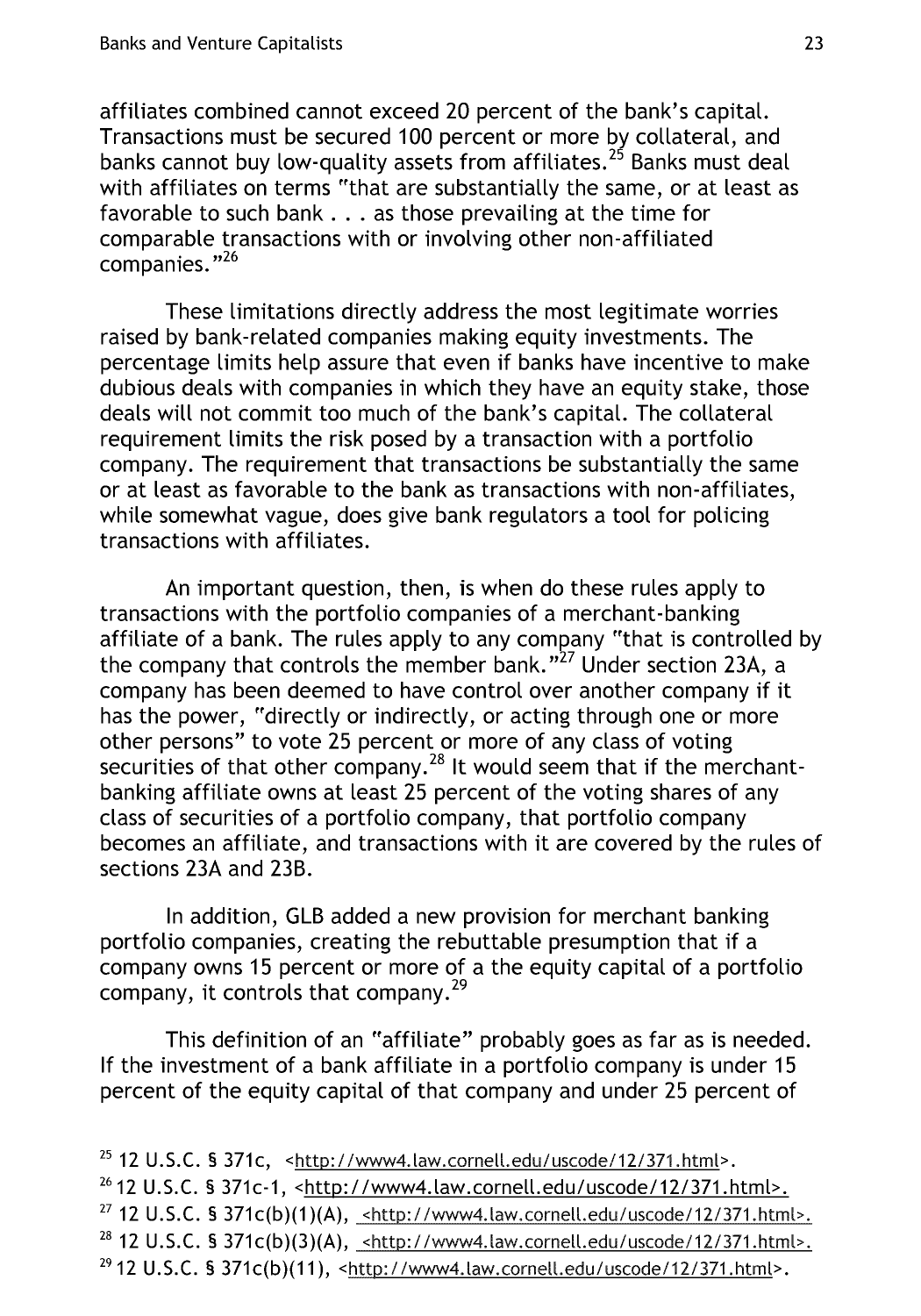affiliates combined cannot exceed 20 percent of the bank's capital. Transactions must be secured 100 percent or more by collateral, and banks cannot buy low-quality assets from affiliates.[25] Banks must deal with affiliates on terms "that are substantially the same, or at least as favorable to such bank . . . as those prevailing at the time for comparable transactions with or involving other non-affiliated companies."[26]

These limitations directly address the most legitimate worries raised by bank-related companies making equity investments. The percentage limits help assure that even if banks have incentive to make dubious deals with companies in which they have an equity stake, those deals will not commit too much of the bank's capital. The collateral requirement limits the risk posed by a transaction with a portfolio company. The requirement that transactions be substantially the same or at least as favorable to the bank as transactions with non-affiliates, while somewhat vague, does give bank regulators a tool for policing transactions with affiliates.

An important question, then, is when do these rules apply to transactions with the portfolio companies of a merchant-banking affiliate of a bank. The rules apply to any company "that is controlled by the company that controls the member bank."[27] Under section 23A, a company has been deemed to have control over another company if it has the power, "directly or indirectly, or acting through one or more other persons" to vote 25 percent or more of any class of voting securities of that other company.[28] It would seem that if the merchant-banking affiliate owns at least 25 percent of the voting shares of any class of securities of a portfolio company, that portfolio company becomes an affiliate, and transactions with it are covered by the rules of sections 23A and 23B.

In addition, GLB added a new provision for merchant banking portfolio companies, creating the rebuttable presumption that if a company owns 15 percent or more of a the equity capital of a portfolio company, it controls that company.[29]

This definition of an "affiliate" probably goes as far as is needed. If the investment of a bank affiliate in a portfolio company is under 15 percent of the equity capital of that company and under 25 percent of

[25] 12 U.S.C. § 371c, <http://www4.law.cornell.edu/uscode/12/371.html>.

[26] 12 U.S.C. § 371c-1, <http://www4.law.cornell.edu/uscode/12/371.html>.

[27] 12 U.S.C. § 371c(b)(1)(A), <http://www4.law.cornell.edu/uscode/12/371.html>.

[28] 12 U.S.C. § 371c(b)(3)(A), <http://www4.law.cornell.edu/uscode/12/371.html>.

[29] 12 U.S.C. § 371c(b)(11), <http://www4.law.cornell.edu/uscode/12/371.html>.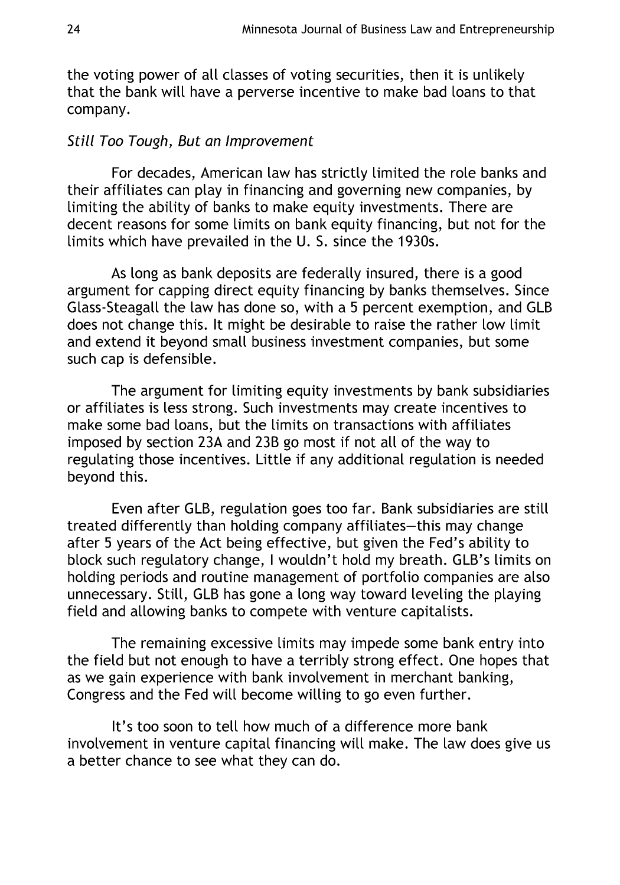the voting power of all classes of voting securities, then it is unlikely that the bank will have a perverse incentive to make bad loans to that company.

*Still Too Tough, But an Improvement*

For decades, American law has strictly limited the role banks and their affiliates can play in financing and governing new companies, by limiting the ability of banks to make equity investments. There are decent reasons for some limits on bank equity financing, but not for the limits which have prevailed in the U. S. since the 1930s.

As long as bank deposits are federally insured, there is a good argument for capping direct equity financing by banks themselves. Since Glass-Steagall the law has done so, with a 5 percent exemption, and GLB does not change this. It might be desirable to raise the rather low limit and extend it beyond small business investment companies, but some such cap is defensible.

The argument for limiting equity investments by bank subsidiaries or affiliates is less strong. Such investments may create incentives to make some bad loans, but the limits on transactions with affiliates imposed by section 23A and 23B go most if not all of the way to regulating those incentives. Little if any additional regulation is needed beyond this.

Even after GLB, regulation goes too far. Bank subsidiaries are still treated differently than holding company affiliates—this may change after 5 years of the Act being effective, but given the Fed's ability to block such regulatory change, I wouldn't hold my breath. GLB's limits on holding periods and routine management of portfolio companies are also unnecessary. Still, GLB has gone a long way toward leveling the playing field and allowing banks to compete with venture capitalists.

The remaining excessive limits may impede some bank entry into the field but not enough to have a terribly strong effect. One hopes that as we gain experience with bank involvement in merchant banking, Congress and the Fed will become willing to go even further.

It's too soon to tell how much of a difference more bank involvement in venture capital financing will make. The law does give us a better chance to see what they can do.